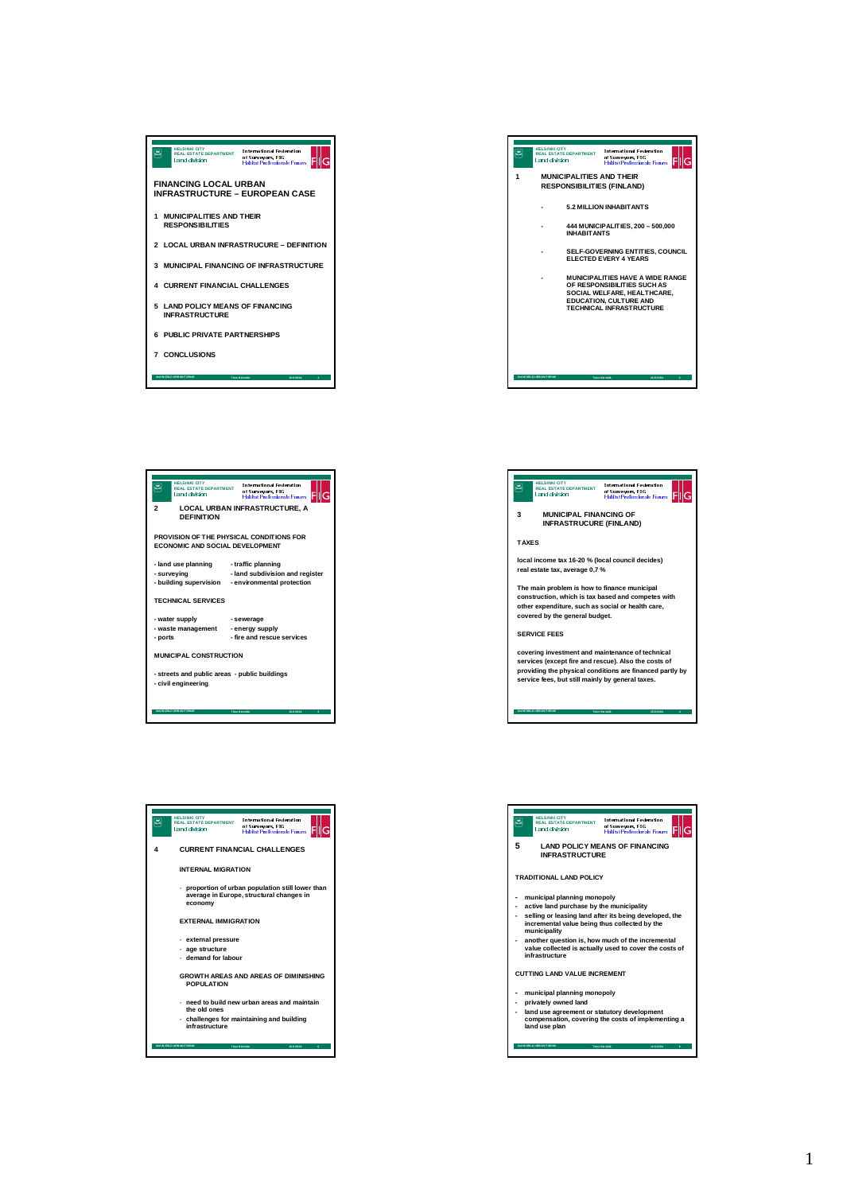## FINANCING LOCAL URBAN INFRASTRUCTURE – EUROPEAN CASE

1. MUNICIPALITIES AND THEIR RESPONSIBILITIES
2. LOCAL URBAN INFRASTRUCURE – DEFINITION
3. MUNICIPAL FINANCING OF INFRASTRUCTURE
4. CURRENT FINANCIAL CHALLENGES
5. LAND POLICY MEANS OF FINANCING INFRASTRUCTURE
6. PUBLIC PRIVATE PARTNERSHIPS
7. CONCLUSIONS

## 1 MUNICIPALITIES AND THEIR RESPONSIBILITIES (FINLAND)

- 5.2 MILLION INHABITANTS
- 444 MUNICIPALITIES, 200 – 500,000 INHABITANTS
- SELF-GOVERNING ENTITIES, COUNCIL ELECTED EVERY 4 YEARS
- MUNICIPALITIES HAVE A WIDE RANGE OF RESPONSIBILITIES SUCH AS SOCIAL WELFARE, HEALTHCARE, EDUCATION, CULTURE AND TECHNICAL INFRASTRUCTURE

## 2 LOCAL URBAN INFRASTRUCTURE, A DEFINITION

PROVISION OF THE PHYSICAL CONDITIONS FOR ECONOMIC AND SOCIAL DEVELOPMENT

- land use planning
- surveying
- building supervision
- traffic planning
- land subdivision and register
- environmental protection

TECHNICAL SERVICES

- water supply
- waste management
- ports
- sewerage
- energy supply
- fire and rescue services

MUNICIPAL CONSTRUCTION

- streets and public areas
- civil engineering
- public buildings

## 3 MUNICIPAL FINANCING OF INFRASTRUCURE (FINLAND)

TAXES

local income tax 16-20 % (local council decides)
real estate tax, average 0,7 %

The main problem is how to finance municipal construction, which is tax based and competes with other expenditure, such as social or health care, covered by the general budget.

SERVICE FEES

covering investment and maintenance of technical services (except fire and rescue). Also the costs of providing the physical conditions are financed partly by service fees, but still mainly by general taxes.

## 4 CURRENT FINANCIAL CHALLENGES

INTERNAL MIGRATION

- proportion of urban population still lower than average in Europe, structural changes in economy

EXTERNAL IMMIGRATION

- external pressure
- age structure
- demand for labour

GROWTH AREAS AND AREAS OF DIMINISHING POPULATION

- need to build new urban areas and maintain the old ones
- challenges for maintaining and building infrastructure

## 5 LAND POLICY MEANS OF FINANCING INFRASTRUCTURE

TRADITIONAL LAND POLICY

- municipal planning monopoly
- active land purchase by the municipality
- selling or leasing land after its being developed, the incremental value being thus collected by the municipality
- another question is, how much of the incremental value collected is actually used to cover the costs of infrastructure

CUTTING LAND VALUE INCREMENT

- municipal planning monopoly
- privately owned land
- land use agreement or statutory development compensation, covering the costs of implementing a land use plan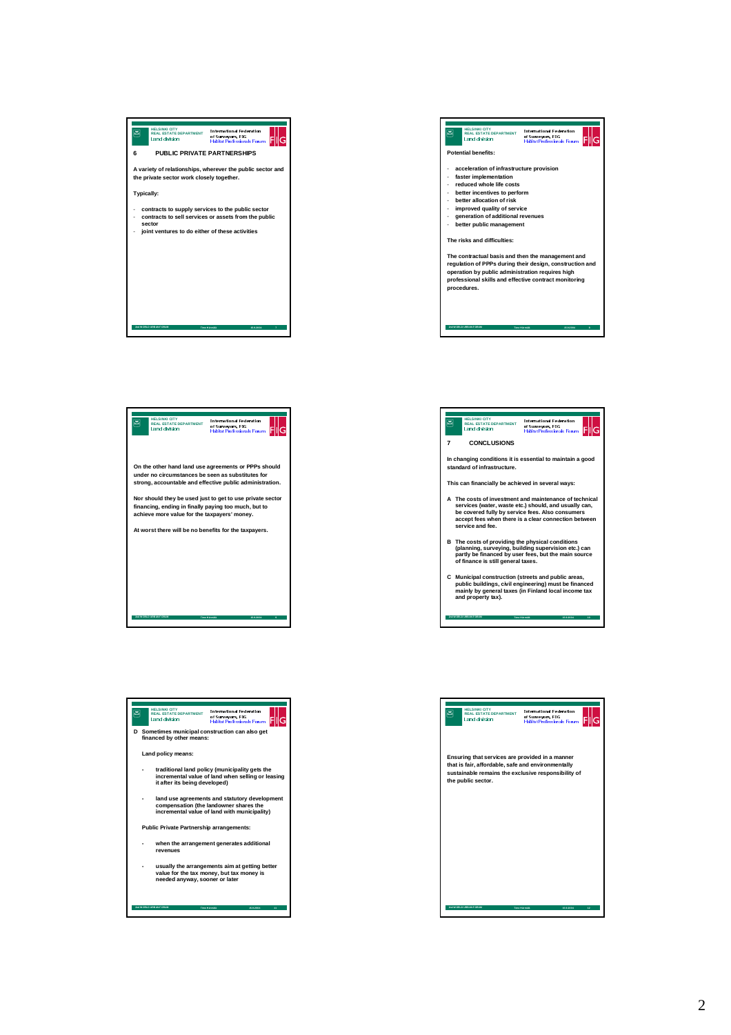## 6 PUBLIC PRIVATE PARTNERSHIPS

A variety of relationships, wherever the public sector and the private sector work closely together.

Typically:

- contracts to supply services to the public sector
- contracts to sell services or assets from the public sector
- joint ventures to do either of these activities

Potential benefits:

- acceleration of infrastructure provision
- faster implementation
- reduced whole life costs
- better incentives to perform
- better allocation of risk
- improved quality of service
- generation of additional revenues
- better public management

The risks and difficulties:

The contractual basis and then the management and regulation of PPPs during their design, construction and operation by public administration requires high professional skills and effective contract monitoring procedures.

On the other hand land use agreements or PPPs should under no circumstances be seen as substitutes for strong, accountable and effective public administration.

Nor should they be used just to get to use private sector financing, ending in finally paying too much, but to achieve more value for the taxpayers' money.

At worst there will be no benefits for the taxpayers.

## 7 CONCLUSIONS

In changing conditions it is essential to maintain a good standard of infrastructure.

This can financially be achieved in several ways:

A The costs of investment and maintenance of technical services (water, waste etc.) should, and usually can, be covered fully by service fees. Also consumers accept fees when there is a clear connection between service and fee.

B The costs of providing the physical conditions (planning, surveying, building supervision etc.) can partly be financed by user fees, but the main source of finance is still general taxes.

C Municipal construction (streets and public areas, public buildings, civil engineering) must be financed mainly by general taxes (in Finland local income tax and property tax).

D Sometimes municipal construction can also get financed by other means:

Land policy means:

- traditional land policy (municipality gets the incremental value of land when selling or leasing it after its being developed)
- land use agreements and statutory development compensation (the landowner shares the incremental value of land with municipality)

Public Private Partnership arrangements:

- when the arrangement generates additional revenues
- usually the arrangements aim at getting better value for the tax money, but tax money is needed anyway, sooner or later

Ensuring that services are provided in a manner that is fair, affordable, safe and environmentally sustainable remains the exclusive responsibility of the public sector.